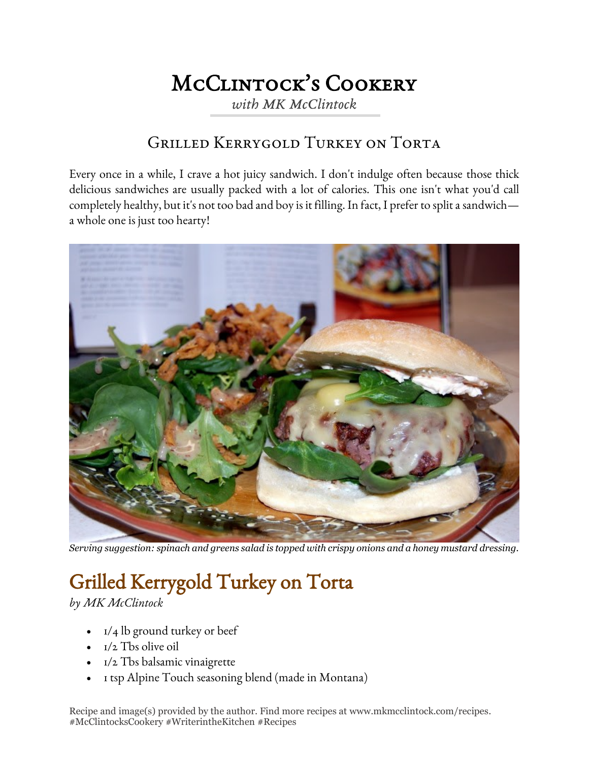# McClintock's Cookery

*with MK McClintock*

## Grilled Kerrygold Turkey on Torta

Every once in a while, I crave a hot juicy sandwich. I don't indulge often because those thick delicious sandwiches are usually packed with a lot of calories. This one isn't what you'd call completely healthy, but it's not too bad and boy is it filling. In fact, I prefer to split a sandwich—a whole one is just too hearty!

*Serving suggestion: spinach and greens salad is topped with crispy onions and a honey mustard dressing.*

## Grilled Kerrygold Turkey on Torta

*by MK McClintock*

- 1/4 lb ground turkey or beef
- 1/2 Tbs olive oil
- 1/2 Tbs balsamic vinaigrette
- 1 tsp Alpine Touch seasoning blend (made in Montana)

Recipe and image(s) provided by the author. Find more recipes at www.mkmcclintock.com/recipes.
#McClintocksCookery #WriterintheKitchen #Recipes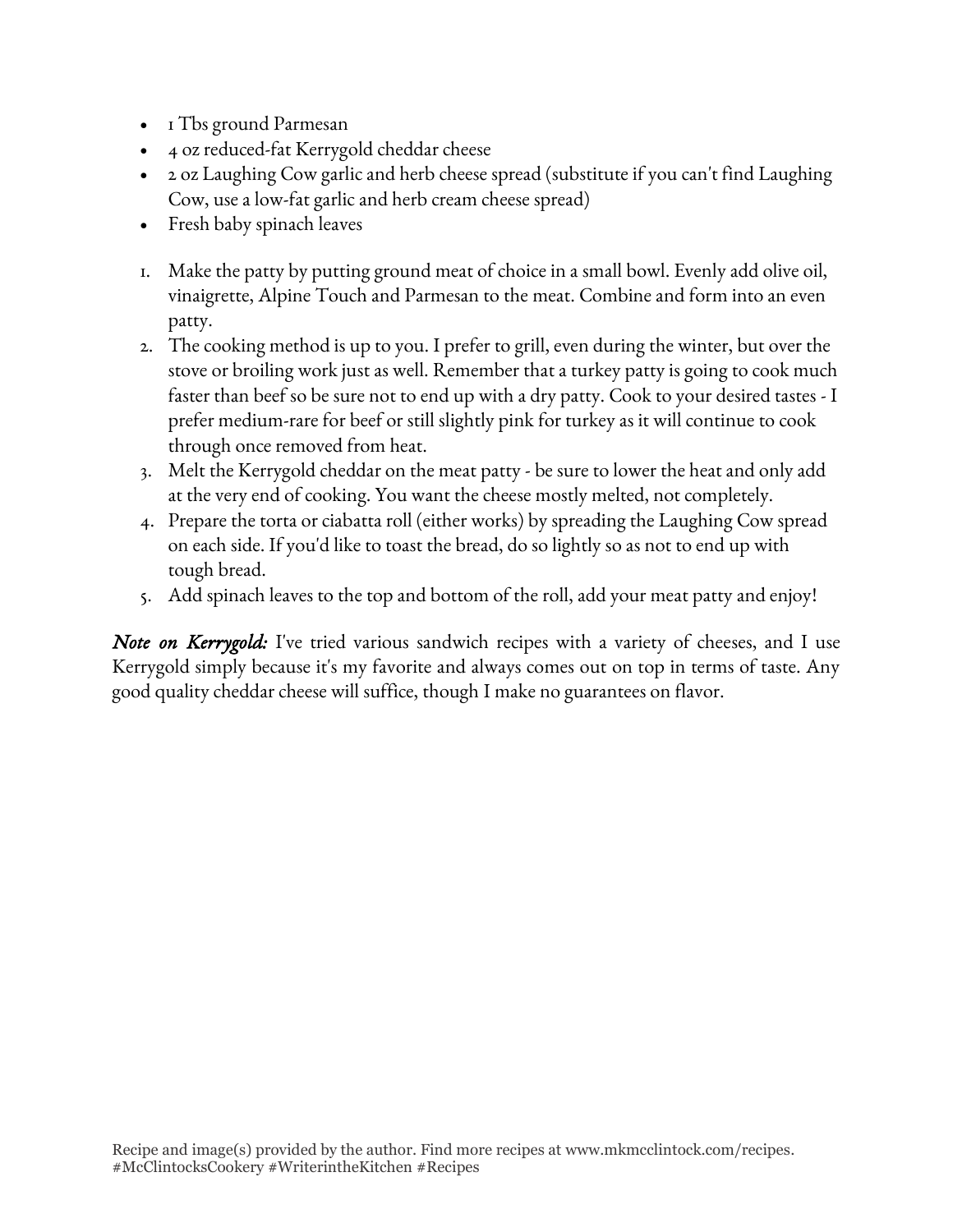- 1 Tbs ground Parmesan
- 4 oz reduced-fat Kerrygold cheddar cheese
- 2 oz Laughing Cow garlic and herb cheese spread (substitute if you can't find Laughing Cow, use a low-fat garlic and herb cream cheese spread)
- Fresh baby spinach leaves

1. Make the patty by putting ground meat of choice in a small bowl. Evenly add olive oil, vinaigrette, Alpine Touch and Parmesan to the meat. Combine and form into an even patty.
2. The cooking method is up to you. I prefer to grill, even during the winter, but over the stove or broiling work just as well. Remember that a turkey patty is going to cook much faster than beef so be sure not to end up with a dry patty. Cook to your desired tastes - I prefer medium-rare for beef or still slightly pink for turkey as it will continue to cook through once removed from heat.
3. Melt the Kerrygold cheddar on the meat patty - be sure to lower the heat and only add at the very end of cooking. You want the cheese mostly melted, not completely.
4. Prepare the torta or ciabatta roll (either works) by spreading the Laughing Cow spread on each side. If you'd like to toast the bread, do so lightly so as not to end up with tough bread.
5. Add spinach leaves to the top and bottom of the roll, add your meat patty and enjoy!

***Note on Kerrygold:*** I've tried various sandwich recipes with a variety of cheeses, and I use Kerrygold simply because it's my favorite and always comes out on top in terms of taste. Any good quality cheddar cheese will suffice, though I make no guarantees on flavor.

Recipe and image(s) provided by the author. Find more recipes at www.mkmcclintock.com/recipes. #McClintocksCookery #WriterintheKitchen #Recipes